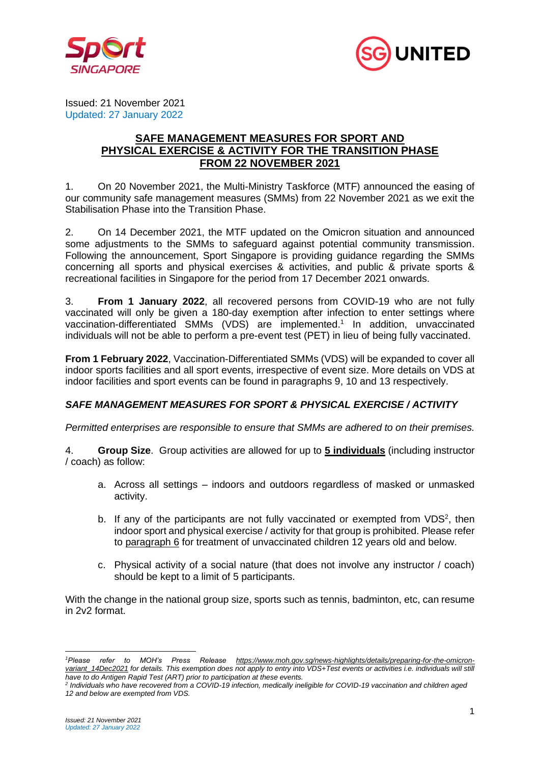Issued: 21 November 2021
Updated: 27 January 2022

## SAFE MANAGEMENT MEASURES FOR SPORT AND PHYSICAL EXERCISE & ACTIVITY FOR THE TRANSITION PHASE FROM 22 NOVEMBER 2021

1. On 20 November 2021, the Multi-Ministry Taskforce (MTF) announced the easing of our community safe management measures (SMMs) from 22 November 2021 as we exit the Stabilisation Phase into the Transition Phase.

2. On 14 December 2021, the MTF updated on the Omicron situation and announced some adjustments to the SMMs to safeguard against potential community transmission. Following the announcement, Sport Singapore is providing guidance regarding the SMMs concerning all sports and physical exercises & activities, and public & private sports & recreational facilities in Singapore for the period from 17 December 2021 onwards.

3. **From 1 January 2022**, all recovered persons from COVID-19 who are not fully vaccinated will only be given a 180-day exemption after infection to enter settings where vaccination-differentiated SMMs (VDS) are implemented.[1] In addition, unvaccinated individuals will not be able to perform a pre-event test (PET) in lieu of being fully vaccinated.

**From 1 February 2022**, Vaccination-Differentiated SMMs (VDS) will be expanded to cover all indoor sports facilities and all sport events, irrespective of event size. More details on VDS at indoor facilities and sport events can be found in paragraphs 9, 10 and 13 respectively.

### *SAFE MANAGEMENT MEASURES FOR SPORT & PHYSICAL EXERCISE / ACTIVITY*

*Permitted enterprises are responsible to ensure that SMMs are adhered to on their premises.*

4. **Group Size**. Group activities are allowed for up to **5 individuals** (including instructor / coach) as follow:

   a. Across all settings – indoors and outdoors regardless of masked or unmasked activity.

   b. If any of the participants are not fully vaccinated or exempted from VDS[2], then indoor sport and physical exercise / activity for that group is prohibited. Please refer to paragraph 6 for treatment of unvaccinated children 12 years old and below.

   c. Physical activity of a social nature (that does not involve any instructor / coach) should be kept to a limit of 5 participants.

With the change in the national group size, sports such as tennis, badminton, etc, can resume in 2v2 format.

---

[1] *Please refer to MOH's Press Release https://www.moh.gov.sg/news-highlights/details/preparing-for-the-omicron-variant_14Dec2021 for details. This exemption does not apply to entry into VDS+Test events or activities i.e. individuals will still have to do Antigen Rapid Test (ART) prior to participation at these events.*

[2] *Individuals who have recovered from a COVID-19 infection, medically ineligible for COVID-19 vaccination and children aged 12 and below are exempted from VDS.*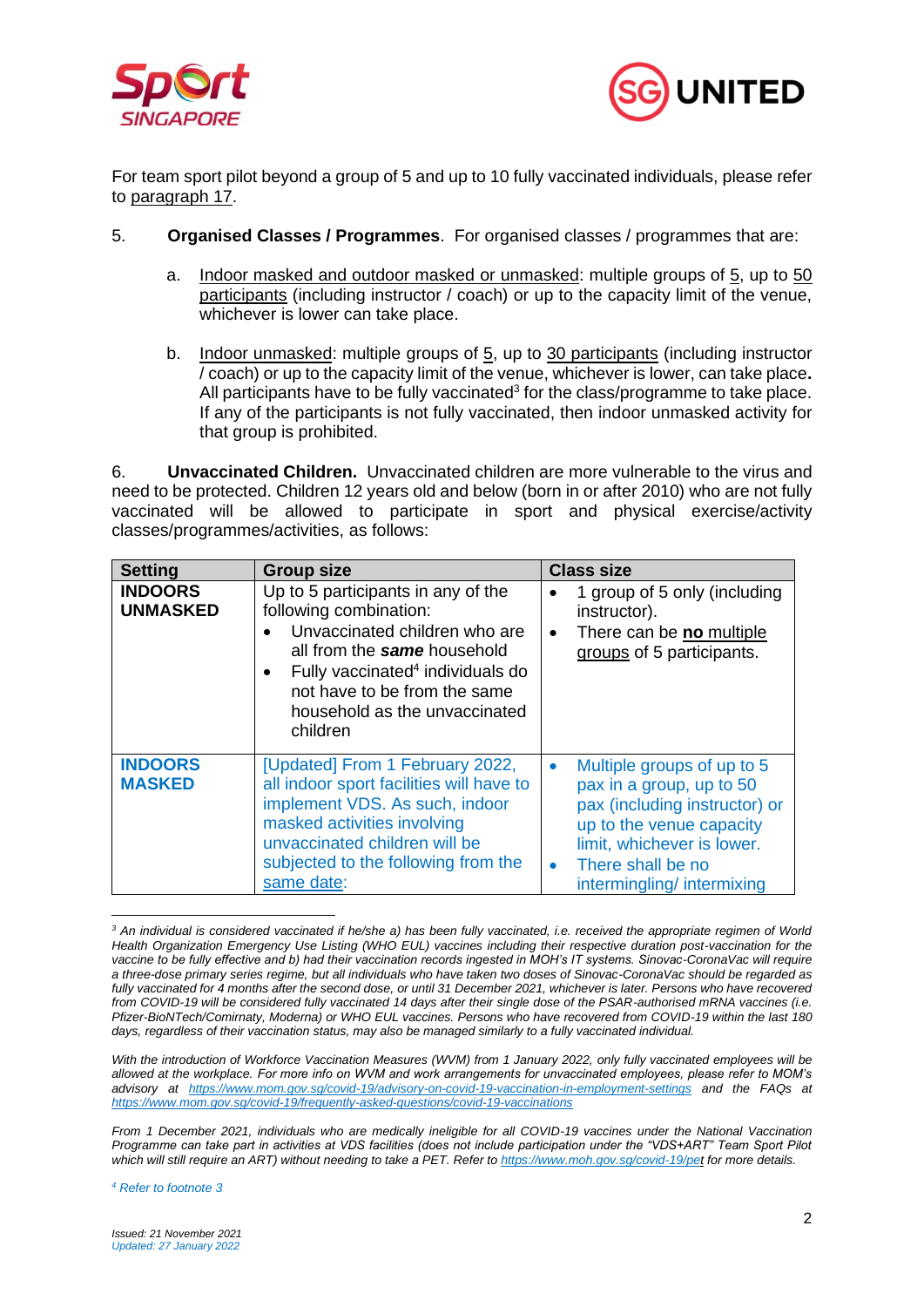For team sport pilot beyond a group of 5 and up to 10 fully vaccinated individuals, please refer to paragraph 17.

5. **Organised Classes / Programmes**. For organised classes / programmes that are:

a. Indoor masked and outdoor masked or unmasked: multiple groups of 5, up to 50 participants (including instructor / coach) or up to the capacity limit of the venue, whichever is lower can take place.

b. Indoor unmasked: multiple groups of 5, up to 30 participants (including instructor / coach) or up to the capacity limit of the venue, whichever is lower, can take place**.** All participants have to be fully vaccinated[3] for the class/programme to take place. If any of the participants is not fully vaccinated, then indoor unmasked activity for that group is prohibited.

6. **Unvaccinated Children.** Unvaccinated children are more vulnerable to the virus and need to be protected. Children 12 years old and below (born in or after 2010) who are not fully vaccinated will be allowed to participate in sport and physical exercise/activity classes/programmes/activities, as follows:

| Setting | Group size | Class size |
|---|---|---|
| **INDOORS UNMASKED** | Up to 5 participants in any of the following combination:<br>• Unvaccinated children who are all from the ***same*** household<br>• Fully vaccinated[4] individuals do not have to be from the same household as the unvaccinated children | • 1 group of 5 only (including instructor).<br>• There can be **no** multiple groups of 5 participants. |
| **INDOORS MASKED** | [Updated] From 1 February 2022, all indoor sport facilities will have to implement VDS. As such, indoor masked activities involving unvaccinated children will be subjected to the following from the same date: | • Multiple groups of up to 5 pax in a group, up to 50 pax (including instructor) or up to the venue capacity limit, whichever is lower.<br>• There shall be no intermingling/ intermixing |

---

[3] *An individual is considered vaccinated if he/she a) has been fully vaccinated, i.e. received the appropriate regimen of World Health Organization Emergency Use Listing (WHO EUL) vaccines including their respective duration post-vaccination for the vaccine to be fully effective and b) had their vaccination records ingested in MOH's IT systems. Sinovac-CoronaVac will require a three-dose primary series regime, but all individuals who have taken two doses of Sinovac-CoronaVac should be regarded as fully vaccinated for 4 months after the second dose, or until 31 December 2021, whichever is later. Persons who have recovered from COVID-19 will be considered fully vaccinated 14 days after their single dose of the PSAR-authorised mRNA vaccines (i.e. Pfizer-BioNTech/Comirnaty, Moderna) or WHO EUL vaccines. Persons who have recovered from COVID-19 within the last 180 days, regardless of their vaccination status, may also be managed similarly to a fully vaccinated individual.*

*With the introduction of Workforce Vaccination Measures (WVM) from 1 January 2022, only fully vaccinated employees will be allowed at the workplace. For more info on WVM and work arrangements for unvaccinated employees, please refer to MOM's advisory at https://www.mom.gov.sg/covid-19/advisory-on-covid-19-vaccination-in-employment-settings and the FAQs at https://www.mom.gov.sg/covid-19/frequently-asked-questions/covid-19-vaccinations*

*From 1 December 2021, individuals who are medically ineligible for all COVID-19 vaccines under the National Vaccination Programme can take part in activities at VDS facilities (does not include participation under the "VDS+ART" Team Sport Pilot which will still require an ART) without needing to take a PET. Refer to https://www.moh.gov.sg/covid-19/pet for more details.*

[4] *Refer to footnote 3*

*Issued: 21 November 2021*
*Updated: 27 January 2022*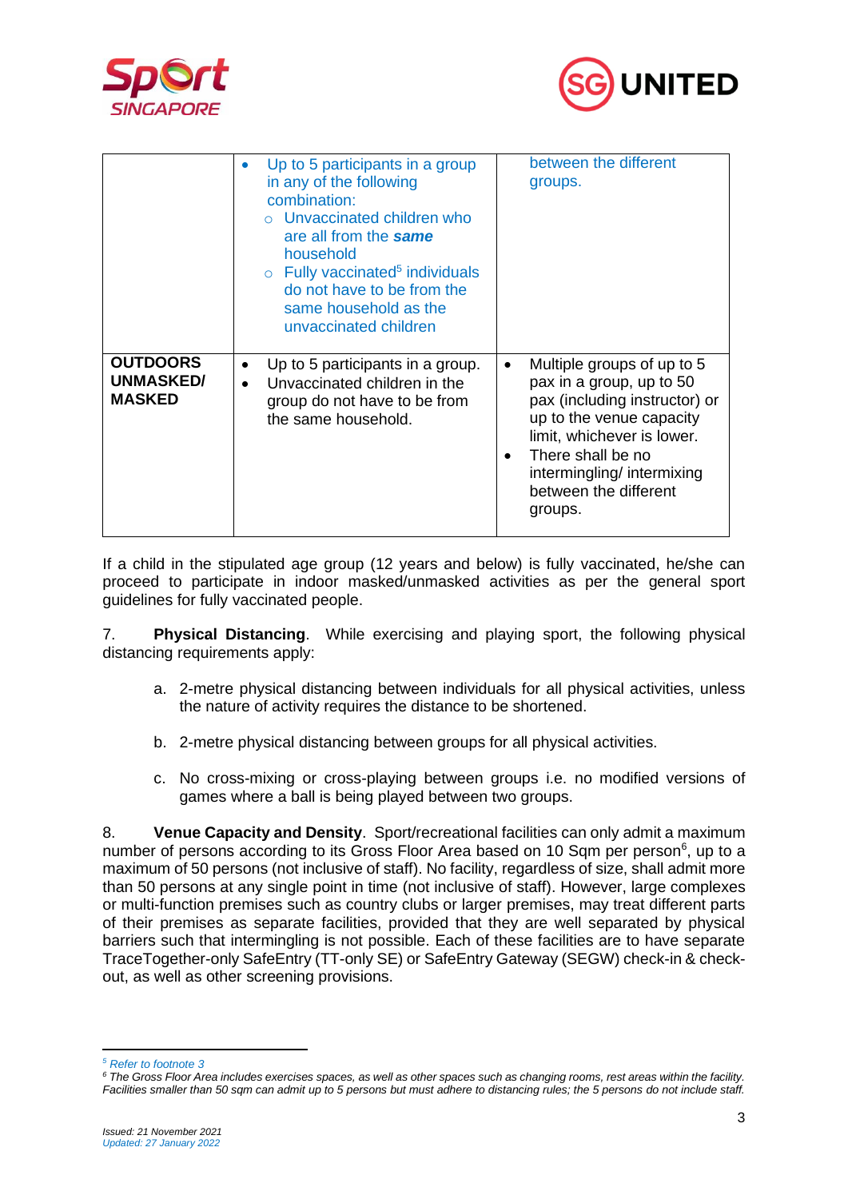| | | |
|---|---|---|
| | • Up to 5 participants in a group in any of the following combination:<br>○ Unvaccinated children who are all from the ***same*** household<br>○ Fully vaccinated[5] individuals do not have to be from the same household as the unvaccinated children | between the different groups. |
| **OUTDOORS UNMASKED/ MASKED** | • Up to 5 participants in a group.<br>• Unvaccinated children in the group do not have to be from the same household. | • Multiple groups of up to 5 pax in a group, up to 50 pax (including instructor) or up to the venue capacity limit, whichever is lower.<br>• There shall be no intermingling/ intermixing between the different groups. |

If a child in the stipulated age group (12 years and below) is fully vaccinated, he/she can proceed to participate in indoor masked/unmasked activities as per the general sport guidelines for fully vaccinated people.

7. **Physical Distancing**. While exercising and playing sport, the following physical distancing requirements apply:

a. 2-metre physical distancing between individuals for all physical activities, unless the nature of activity requires the distance to be shortened.

b. 2-metre physical distancing between groups for all physical activities.

c. No cross-mixing or cross-playing between groups i.e. no modified versions of games where a ball is being played between two groups.

8. **Venue Capacity and Density**. Sport/recreational facilities can only admit a maximum number of persons according to its Gross Floor Area based on 10 Sqm per person[6], up to a maximum of 50 persons (not inclusive of staff). No facility, regardless of size, shall admit more than 50 persons at any single point in time (not inclusive of staff). However, large complexes or multi-function premises such as country clubs or larger premises, may treat different parts of their premises as separate facilities, provided that they are well separated by physical barriers such that intermingling is not possible. Each of these facilities are to have separate TraceTogether-only SafeEntry (TT-only SE) or SafeEntry Gateway (SEGW) check-in & check-out, as well as other screening provisions.

---

[5] *Refer to footnote 3*

[6] *The Gross Floor Area includes exercises spaces, as well as other spaces such as changing rooms, rest areas within the facility. Facilities smaller than 50 sqm can admit up to 5 persons but must adhere to distancing rules; the 5 persons do not include staff.*

*Issued: 21 November 2021*
*Updated: 27 January 2022*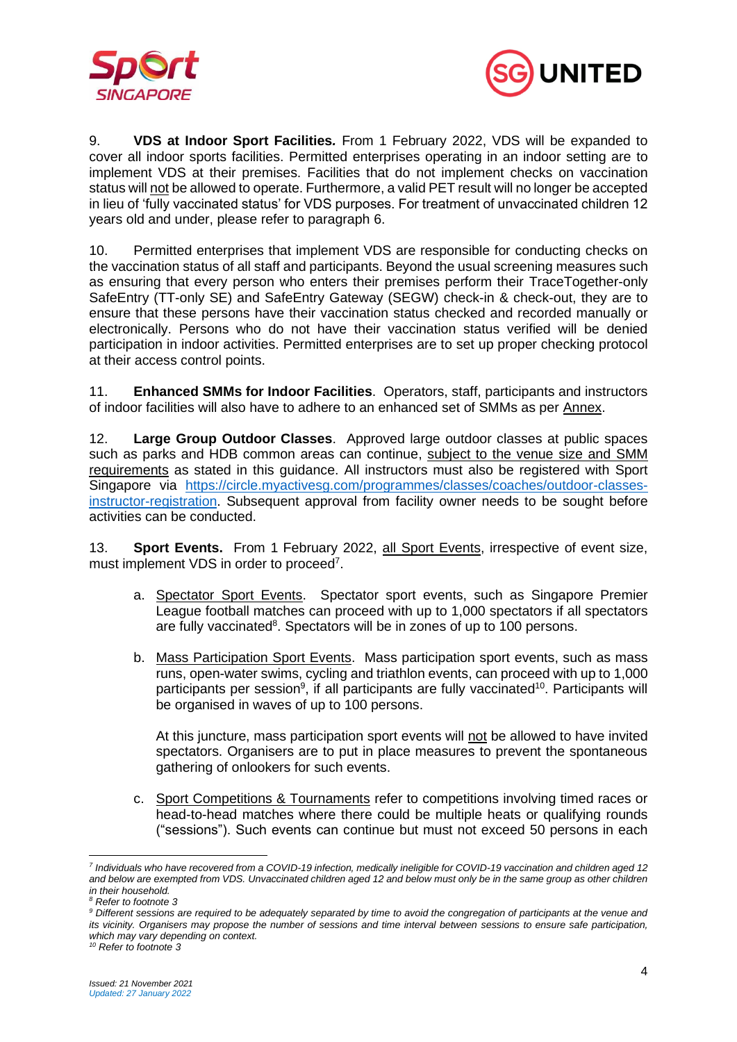9. **VDS at Indoor Sport Facilities.** From 1 February 2022, VDS will be expanded to cover all indoor sports facilities. Permitted enterprises operating in an indoor setting are to implement VDS at their premises. Facilities that do not implement checks on vaccination status will not be allowed to operate. Furthermore, a valid PET result will no longer be accepted in lieu of 'fully vaccinated status' for VDS purposes. For treatment of unvaccinated children 12 years old and under, please refer to paragraph 6.

10. Permitted enterprises that implement VDS are responsible for conducting checks on the vaccination status of all staff and participants. Beyond the usual screening measures such as ensuring that every person who enters their premises perform their TraceTogether-only SafeEntry (TT-only SE) and SafeEntry Gateway (SEGW) check-in & check-out, they are to ensure that these persons have their vaccination status checked and recorded manually or electronically. Persons who do not have their vaccination status verified will be denied participation in indoor activities. Permitted enterprises are to set up proper checking protocol at their access control points.

11. **Enhanced SMMs for Indoor Facilities**. Operators, staff, participants and instructors of indoor facilities will also have to adhere to an enhanced set of SMMs as per Annex.

12. **Large Group Outdoor Classes**. Approved large outdoor classes at public spaces such as parks and HDB common areas can continue, subject to the venue size and SMM requirements as stated in this guidance. All instructors must also be registered with Sport Singapore via https://circle.myactivesg.com/programmes/classes/coaches/outdoor-classes-instructor-registration. Subsequent approval from facility owner needs to be sought before activities can be conducted.

13. **Sport Events.** From 1 February 2022, all Sport Events, irrespective of event size, must implement VDS in order to proceed[7].

a. Spectator Sport Events. Spectator sport events, such as Singapore Premier League football matches can proceed with up to 1,000 spectators if all spectators are fully vaccinated[8]. Spectators will be in zones of up to 100 persons.

b. Mass Participation Sport Events. Mass participation sport events, such as mass runs, open-water swims, cycling and triathlon events, can proceed with up to 1,000 participants per session[9], if all participants are fully vaccinated[10]. Participants will be organised in waves of up to 100 persons.

   At this juncture, mass participation sport events will not be allowed to have invited spectators. Organisers are to put in place measures to prevent the spontaneous gathering of onlookers for such events.

c. Sport Competitions & Tournaments refer to competitions involving timed races or head-to-head matches where there could be multiple heats or qualifying rounds ("sessions"). Such events can continue but must not exceed 50 persons in each

---

*[7] Individuals who have recovered from a COVID-19 infection, medically ineligible for COVID-19 vaccination and children aged 12 and below are exempted from VDS. Unvaccinated children aged 12 and below must only be in the same group as other children in their household.*

*[8] Refer to footnote 3*

*[9] Different sessions are required to be adequately separated by time to avoid the congregation of participants at the venue and its vicinity. Organisers may propose the number of sessions and time interval between sessions to ensure safe participation, which may vary depending on context.*

*[10] Refer to footnote 3*

*Issued: 21 November 2021*
*Updated: 27 January 2022*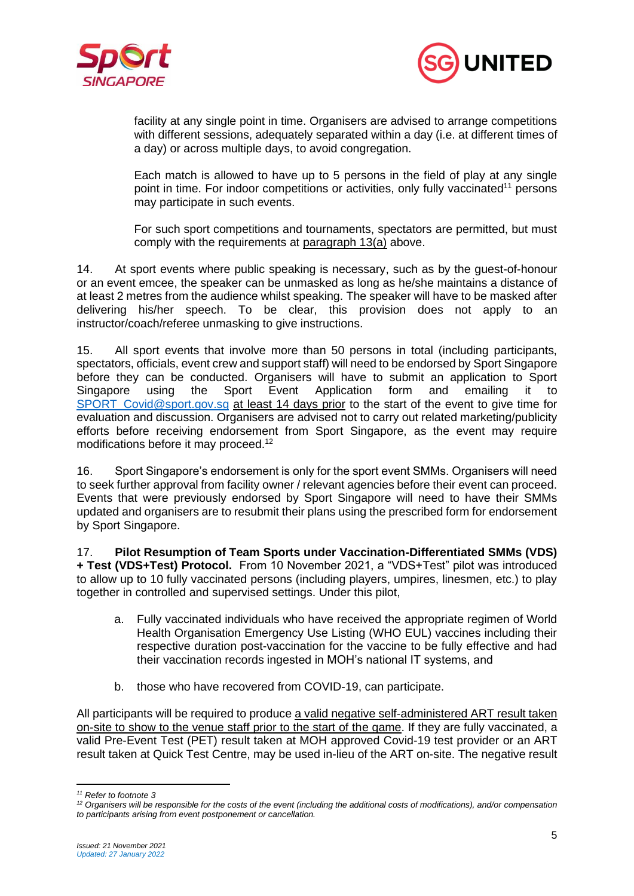facility at any single point in time. Organisers are advised to arrange competitions with different sessions, adequately separated within a day (i.e. at different times of a day) or across multiple days, to avoid congregation.

Each match is allowed to have up to 5 persons in the field of play at any single point in time. For indoor competitions or activities, only fully vaccinated[11] persons may participate in such events.

For such sport competitions and tournaments, spectators are permitted, but must comply with the requirements at paragraph 13(a) above.

14. At sport events where public speaking is necessary, such as by the guest-of-honour or an event emcee, the speaker can be unmasked as long as he/she maintains a distance of at least 2 metres from the audience whilst speaking. The speaker will have to be masked after delivering his/her speech. To be clear, this provision does not apply to an instructor/coach/referee unmasking to give instructions.

15. All sport events that involve more than 50 persons in total (including participants, spectators, officials, event crew and support staff) will need to be endorsed by Sport Singapore before they can be conducted. Organisers will have to submit an application to Sport Singapore using the Sport Event Application form and emailing it to SPORT_Covid@sport.gov.sg at least 14 days prior to the start of the event to give time for evaluation and discussion. Organisers are advised not to carry out related marketing/publicity efforts before receiving endorsement from Sport Singapore, as the event may require modifications before it may proceed.[12]

16. Sport Singapore's endorsement is only for the sport event SMMs. Organisers will need to seek further approval from facility owner / relevant agencies before their event can proceed. Events that were previously endorsed by Sport Singapore will need to have their SMMs updated and organisers are to resubmit their plans using the prescribed form for endorsement by Sport Singapore.

17. **Pilot Resumption of Team Sports under Vaccination-Differentiated SMMs (VDS) + Test (VDS+Test) Protocol.** From 10 November 2021, a "VDS+Test" pilot was introduced to allow up to 10 fully vaccinated persons (including players, umpires, linesmen, etc.) to play together in controlled and supervised settings. Under this pilot,

a. Fully vaccinated individuals who have received the appropriate regimen of World Health Organisation Emergency Use Listing (WHO EUL) vaccines including their respective duration post-vaccination for the vaccine to be fully effective and had their vaccination records ingested in MOH's national IT systems, and

b. those who have recovered from COVID-19, can participate.

All participants will be required to produce a valid negative self-administered ART result taken on-site to show to the venue staff prior to the start of the game. If they are fully vaccinated, a valid Pre-Event Test (PET) result taken at MOH approved Covid-19 test provider or an ART result taken at Quick Test Centre, may be used in-lieu of the ART on-site. The negative result

---

*[11] Refer to footnote 3*

*[12] Organisers will be responsible for the costs of the event (including the additional costs of modifications), and/or compensation to participants arising from event postponement or cancellation.*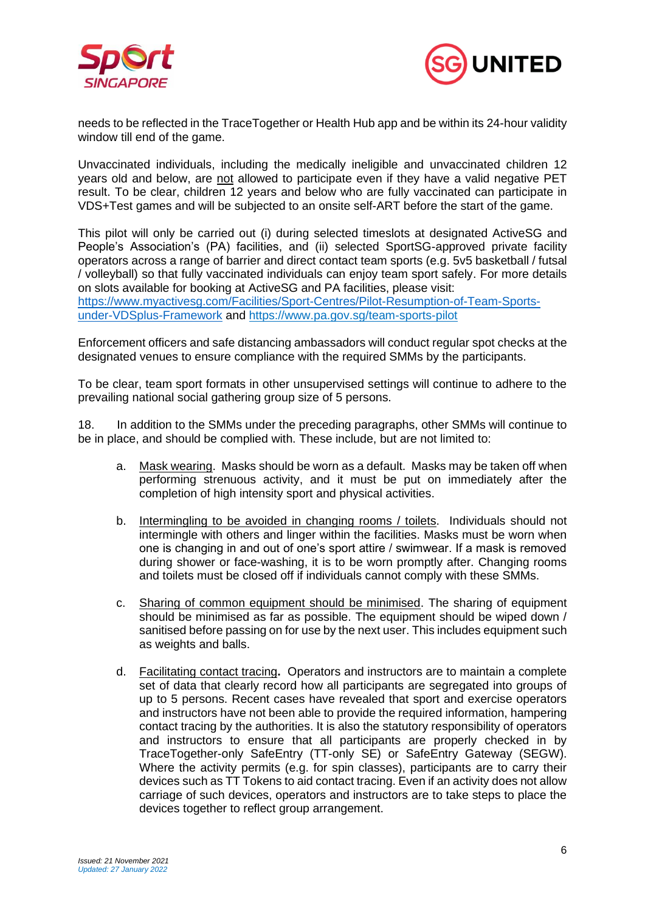needs to be reflected in the TraceTogether or Health Hub app and be within its 24-hour validity window till end of the game.

Unvaccinated individuals, including the medically ineligible and unvaccinated children 12 years old and below, are not allowed to participate even if they have a valid negative PET result. To be clear, children 12 years and below who are fully vaccinated can participate in VDS+Test games and will be subjected to an onsite self-ART before the start of the game.

This pilot will only be carried out (i) during selected timeslots at designated ActiveSG and People's Association's (PA) facilities, and (ii) selected SportSG-approved private facility operators across a range of barrier and direct contact team sports (e.g. 5v5 basketball / futsal / volleyball) so that fully vaccinated individuals can enjoy team sport safely. For more details on slots available for booking at ActiveSG and PA facilities, please visit: [https://www.myactivesg.com/Facilities/Sport-Centres/Pilot-Resumption-of-Team-Sports-under-VDSplus-Framework](https://www.myactivesg.com/Facilities/Sport-Centres/Pilot-Resumption-of-Team-Sports-under-VDSplus-Framework) and [https://www.pa.gov.sg/team-sports-pilot](https://www.pa.gov.sg/team-sports-pilot)

Enforcement officers and safe distancing ambassadors will conduct regular spot checks at the designated venues to ensure compliance with the required SMMs by the participants.

To be clear, team sport formats in other unsupervised settings will continue to adhere to the prevailing national social gathering group size of 5 persons.

18. In addition to the SMMs under the preceding paragraphs, other SMMs will continue to be in place, and should be complied with. These include, but are not limited to:

a. Mask wearing. Masks should be worn as a default. Masks may be taken off when performing strenuous activity, and it must be put on immediately after the completion of high intensity sport and physical activities.

b. Intermingling to be avoided in changing rooms / toilets. Individuals should not intermingle with others and linger within the facilities. Masks must be worn when one is changing in and out of one's sport attire / swimwear. If a mask is removed during shower or face-washing, it is to be worn promptly after. Changing rooms and toilets must be closed off if individuals cannot comply with these SMMs.

c. Sharing of common equipment should be minimised. The sharing of equipment should be minimised as far as possible. The equipment should be wiped down / sanitised before passing on for use by the next user. This includes equipment such as weights and balls.

d. Facilitating contact tracing**.** Operators and instructors are to maintain a complete set of data that clearly record how all participants are segregated into groups of up to 5 persons. Recent cases have revealed that sport and exercise operators and instructors have not been able to provide the required information, hampering contact tracing by the authorities. It is also the statutory responsibility of operators and instructors to ensure that all participants are properly checked in by TraceTogether-only SafeEntry (TT-only SE) or SafeEntry Gateway (SEGW). Where the activity permits (e.g. for spin classes), participants are to carry their devices such as TT Tokens to aid contact tracing. Even if an activity does not allow carriage of such devices, operators and instructors are to take steps to place the devices together to reflect group arrangement.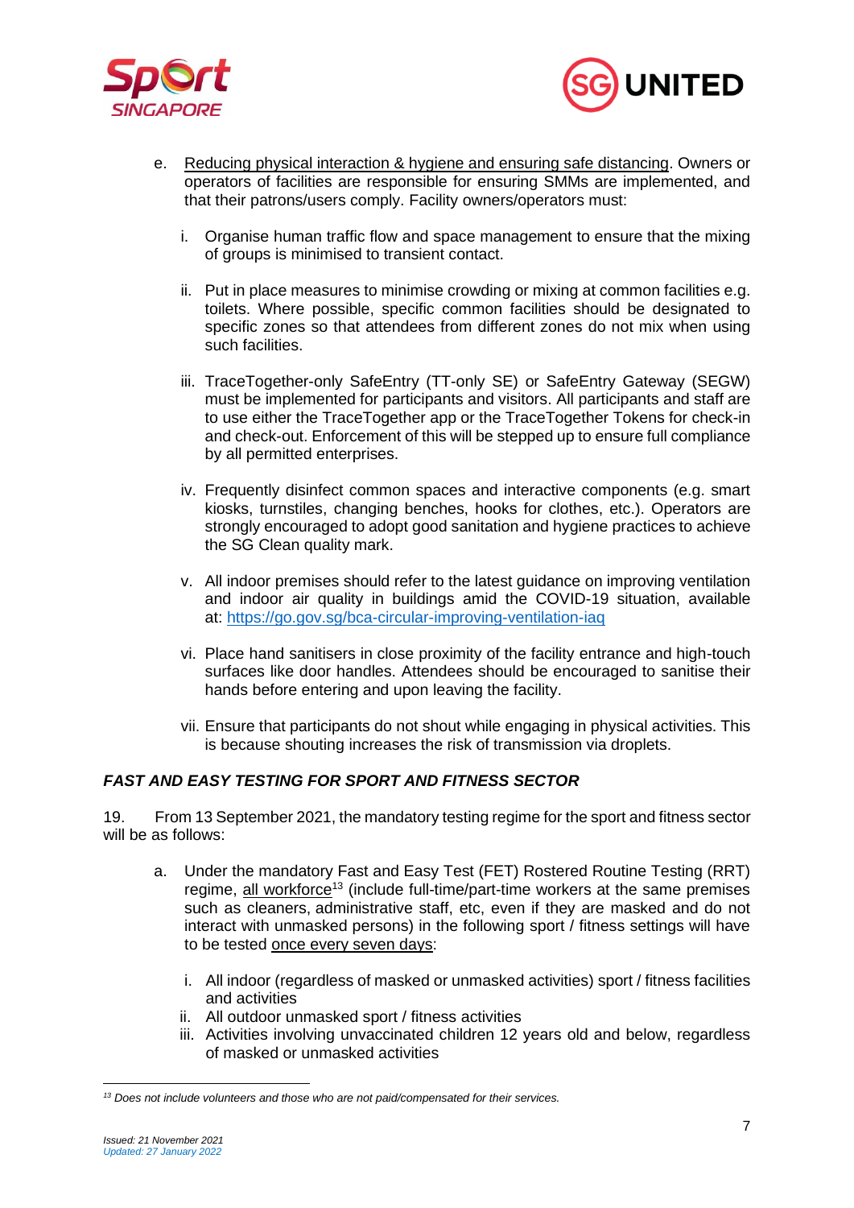e. Reducing physical interaction & hygiene and ensuring safe distancing. Owners or operators of facilities are responsible for ensuring SMMs are implemented, and that their patrons/users comply. Facility owners/operators must:

   i. Organise human traffic flow and space management to ensure that the mixing of groups is minimised to transient contact.

   ii. Put in place measures to minimise crowding or mixing at common facilities e.g. toilets. Where possible, specific common facilities should be designated to specific zones so that attendees from different zones do not mix when using such facilities.

   iii. TraceTogether-only SafeEntry (TT-only SE) or SafeEntry Gateway (SEGW) must be implemented for participants and visitors. All participants and staff are to use either the TraceTogether app or the TraceTogether Tokens for check-in and check-out. Enforcement of this will be stepped up to ensure full compliance by all permitted enterprises.

   iv. Frequently disinfect common spaces and interactive components (e.g. smart kiosks, turnstiles, changing benches, hooks for clothes, etc.). Operators are strongly encouraged to adopt good sanitation and hygiene practices to achieve the SG Clean quality mark.

   v. All indoor premises should refer to the latest guidance on improving ventilation and indoor air quality in buildings amid the COVID-19 situation, available at: https://go.gov.sg/bca-circular-improving-ventilation-iaq

   vi. Place hand sanitisers in close proximity of the facility entrance and high-touch surfaces like door handles. Attendees should be encouraged to sanitise their hands before entering and upon leaving the facility.

   vii. Ensure that participants do not shout while engaging in physical activities. This is because shouting increases the risk of transmission via droplets.

### *FAST AND EASY TESTING FOR SPORT AND FITNESS SECTOR*

19. From 13 September 2021, the mandatory testing regime for the sport and fitness sector will be as follows:

a. Under the mandatory Fast and Easy Test (FET) Rostered Routine Testing (RRT) regime, all workforce[13] (include full-time/part-time workers at the same premises such as cleaners, administrative staff, etc, even if they are masked and do not interact with unmasked persons) in the following sport / fitness settings will have to be tested once every seven days:

   i. All indoor (regardless of masked or unmasked activities) sport / fitness facilities and activities
   ii. All outdoor unmasked sport / fitness activities
   iii. Activities involving unvaccinated children 12 years old and below, regardless of masked or unmasked activities

---

*[13] Does not include volunteers and those who are not paid/compensated for their services.*

*Issued: 21 November 2021*
*Updated: 27 January 2022*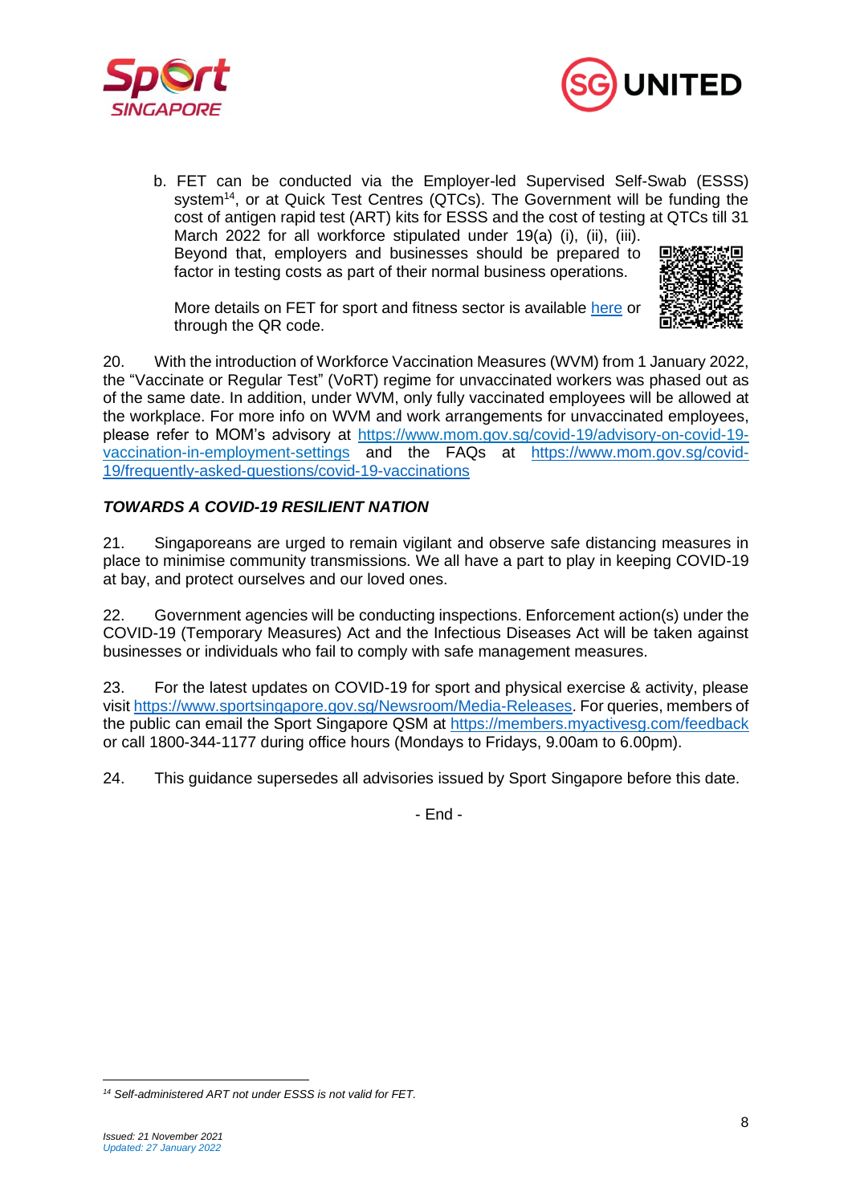b. FET can be conducted via the Employer-led Supervised Self-Swab (ESSS) system[14], or at Quick Test Centres (QTCs). The Government will be funding the cost of antigen rapid test (ART) kits for ESSS and the cost of testing at QTCs till 31 March 2022 for all workforce stipulated under 19(a) (i), (ii), (iii). Beyond that, employers and businesses should be prepared to factor in testing costs as part of their normal business operations.

   More details on FET for sport and fitness sector is available here or through the QR code.

20. With the introduction of Workforce Vaccination Measures (WVM) from 1 January 2022, the "Vaccinate or Regular Test" (VoRT) regime for unvaccinated workers was phased out as of the same date. In addition, under WVM, only fully vaccinated employees will be allowed at the workplace. For more info on WVM and work arrangements for unvaccinated employees, please refer to MOM's advisory at https://www.mom.gov.sg/covid-19/advisory-on-covid-19-vaccination-in-employment-settings and the FAQs at https://www.mom.gov.sg/covid-19/frequently-asked-questions/covid-19-vaccinations

### *TOWARDS A COVID-19 RESILIENT NATION*

21. Singaporeans are urged to remain vigilant and observe safe distancing measures in place to minimise community transmissions. We all have a part to play in keeping COVID-19 at bay, and protect ourselves and our loved ones.

22. Government agencies will be conducting inspections. Enforcement action(s) under the COVID-19 (Temporary Measures) Act and the Infectious Diseases Act will be taken against businesses or individuals who fail to comply with safe management measures.

23. For the latest updates on COVID-19 for sport and physical exercise & activity, please visit https://www.sportsingapore.gov.sg/Newsroom/Media-Releases. For queries, members of the public can email the Sport Singapore QSM at https://members.myactivesg.com/feedback or call 1800-344-1177 during office hours (Mondays to Fridays, 9.00am to 6.00pm).

24. This guidance supersedes all advisories issued by Sport Singapore before this date.

- End -

---

[14] *Self-administered ART not under ESSS is not valid for FET.*

*Issued: 21 November 2021*
*Updated: 27 January 2022*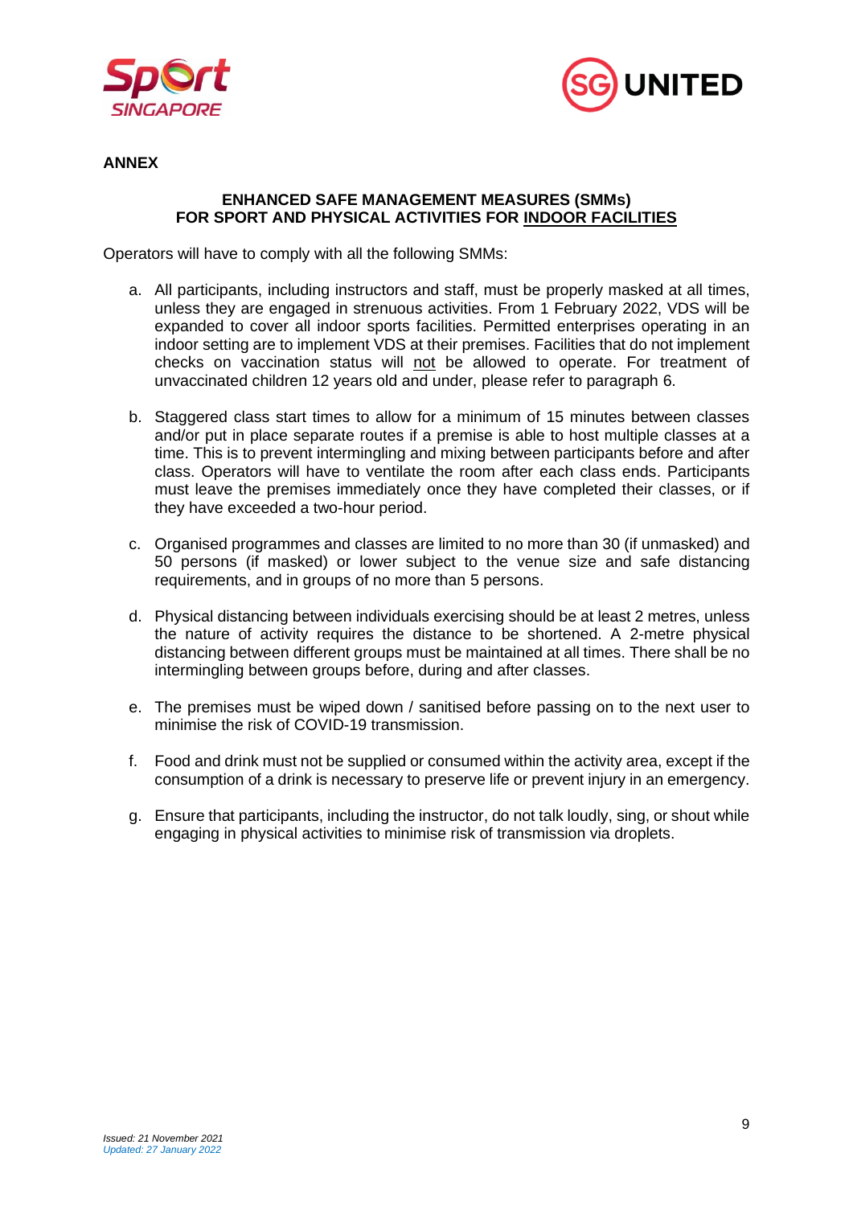**ANNEX**

**ENHANCED SAFE MANAGEMENT MEASURES (SMMs)**
**FOR SPORT AND PHYSICAL ACTIVITIES FOR INDOOR FACILITIES**

Operators will have to comply with all the following SMMs:

a. All participants, including instructors and staff, must be properly masked at all times, unless they are engaged in strenuous activities. From 1 February 2022, VDS will be expanded to cover all indoor sports facilities. Permitted enterprises operating in an indoor setting are to implement VDS at their premises. Facilities that do not implement checks on vaccination status will not be allowed to operate. For treatment of unvaccinated children 12 years old and under, please refer to paragraph 6.

b. Staggered class start times to allow for a minimum of 15 minutes between classes and/or put in place separate routes if a premise is able to host multiple classes at a time. This is to prevent intermingling and mixing between participants before and after class. Operators will have to ventilate the room after each class ends. Participants must leave the premises immediately once they have completed their classes, or if they have exceeded a two-hour period.

c. Organised programmes and classes are limited to no more than 30 (if unmasked) and 50 persons (if masked) or lower subject to the venue size and safe distancing requirements, and in groups of no more than 5 persons.

d. Physical distancing between individuals exercising should be at least 2 metres, unless the nature of activity requires the distance to be shortened. A 2-metre physical distancing between different groups must be maintained at all times. There shall be no intermingling between groups before, during and after classes.

e. The premises must be wiped down / sanitised before passing on to the next user to minimise the risk of COVID-19 transmission.

f. Food and drink must not be supplied or consumed within the activity area, except if the consumption of a drink is necessary to preserve life or prevent injury in an emergency.

g. Ensure that participants, including the instructor, do not talk loudly, sing, or shout while engaging in physical activities to minimise risk of transmission via droplets.

*Issued: 21 November 2021*
*Updated: 27 January 2022*